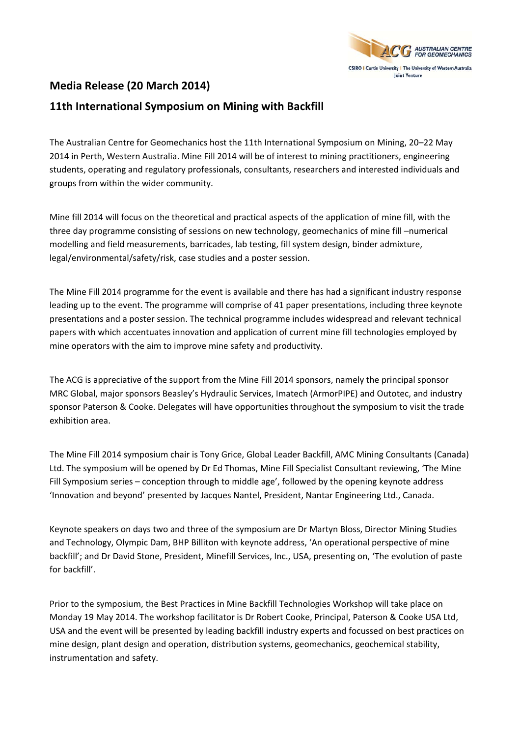## Media Release (20 March 2014)

## 11th International Symposium on Mining with Backfill

The Australian Centre for Geomechanics host the 11th International Symposium on Mining, 20–22 May 2014 in Perth, Western Australia. Mine Fill 2014 will be of interest to mining practitioners, engineering students, operating and regulatory professionals, consultants, researchers and interested individuals and groups from within the wider community.

Mine fill 2014 will focus on the theoretical and practical aspects of the application of mine fill, with the three day programme consisting of sessions on new technology, geomechanics of mine fill –numerical modelling and field measurements, barricades, lab testing, fill system design, binder admixture, legal/environmental/safety/risk, case studies and a poster session.

The Mine Fill 2014 programme for the event is available and there has had a significant industry response leading up to the event. The programme will comprise of 41 paper presentations, including three keynote presentations and a poster session. The technical programme includes widespread and relevant technical papers with which accentuates innovation and application of current mine fill technologies employed by mine operators with the aim to improve mine safety and productivity.

The ACG is appreciative of the support from the Mine Fill 2014 sponsors, namely the principal sponsor MRC Global, major sponsors Beasley's Hydraulic Services, Imatech (ArmorPIPE) and Outotec, and industry sponsor Paterson & Cooke. Delegates will have opportunities throughout the symposium to visit the trade exhibition area.

The Mine Fill 2014 symposium chair is Tony Grice, Global Leader Backfill, AMC Mining Consultants (Canada) Ltd. The symposium will be opened by Dr Ed Thomas, Mine Fill Specialist Consultant reviewing, 'The Mine Fill Symposium series – conception through to middle age', followed by the opening keynote address 'Innovation and beyond' presented by Jacques Nantel, President, Nantar Engineering Ltd., Canada.

Keynote speakers on days two and three of the symposium are Dr Martyn Bloss, Director Mining Studies and Technology, Olympic Dam, BHP Billiton with keynote address, 'An operational perspective of mine backfill'; and Dr David Stone, President, Minefill Services, Inc., USA, presenting on, 'The evolution of paste for backfill'.

Prior to the symposium, the Best Practices in Mine Backfill Technologies Workshop will take place on Monday 19 May 2014. The workshop facilitator is Dr Robert Cooke, Principal, Paterson & Cooke USA Ltd, USA and the event will be presented by leading backfill industry experts and focussed on best practices on mine design, plant design and operation, distribution systems, geomechanics, geochemical stability, instrumentation and safety.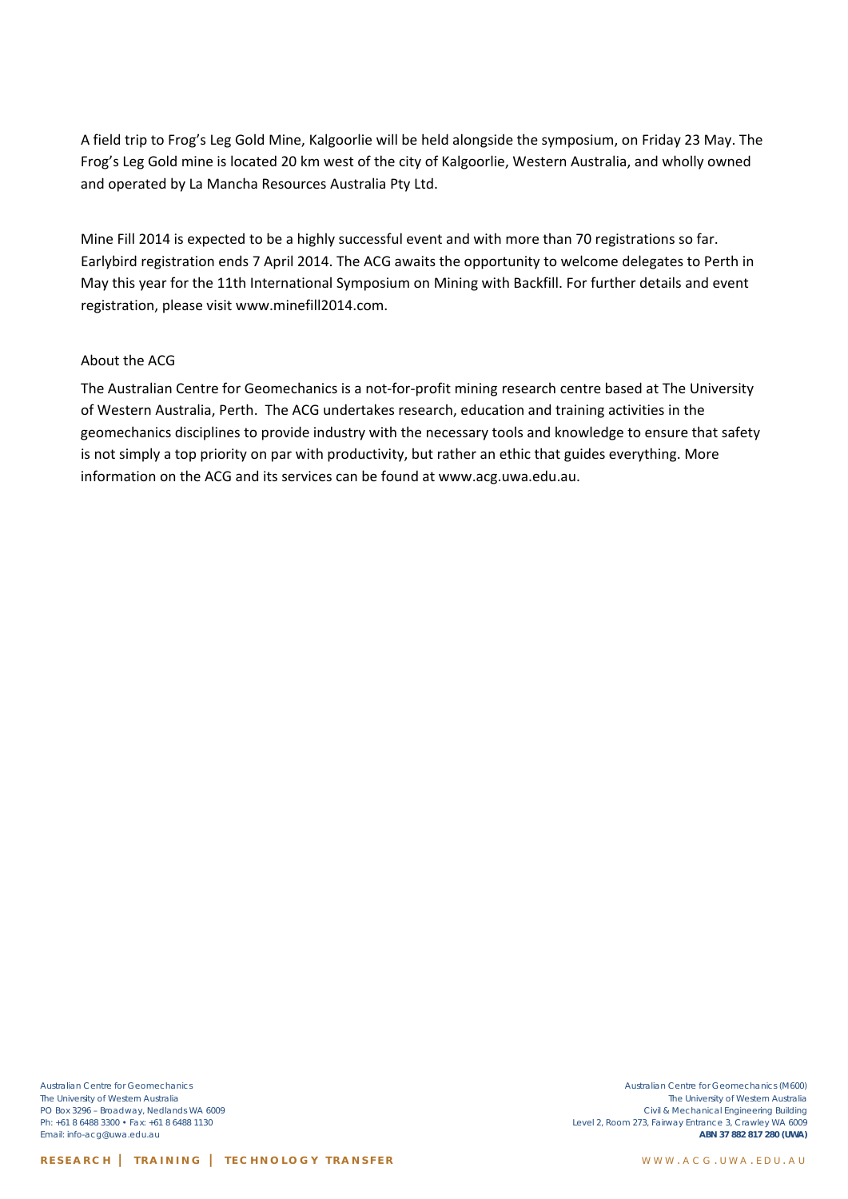A field trip to Frog's Leg Gold Mine, Kalgoorlie will be held alongside the symposium, on Friday 23 May. The Frog's Leg Gold mine is located 20 km west of the city of Kalgoorlie, Western Australia, and wholly owned and operated by La Mancha Resources Australia Pty Ltd.

Mine Fill 2014 is expected to be a highly successful event and with more than 70 registrations so far. Earlybird registration ends 7 April 2014. The ACG awaits the opportunity to welcome delegates to Perth in May this year for the 11th International Symposium on Mining with Backfill. For further details and event registration, please visit www.minefill2014.com.

About the ACG

The Australian Centre for Geomechanics is a not-for-profit mining research centre based at The University of Western Australia, Perth. The ACG undertakes research, education and training activities in the geomechanics disciplines to provide industry with the necessary tools and knowledge to ensure that safety is not simply a top priority on par with productivity, but rather an ethic that guides everything. More information on the ACG and its services can be found at www.acg.uwa.edu.au.